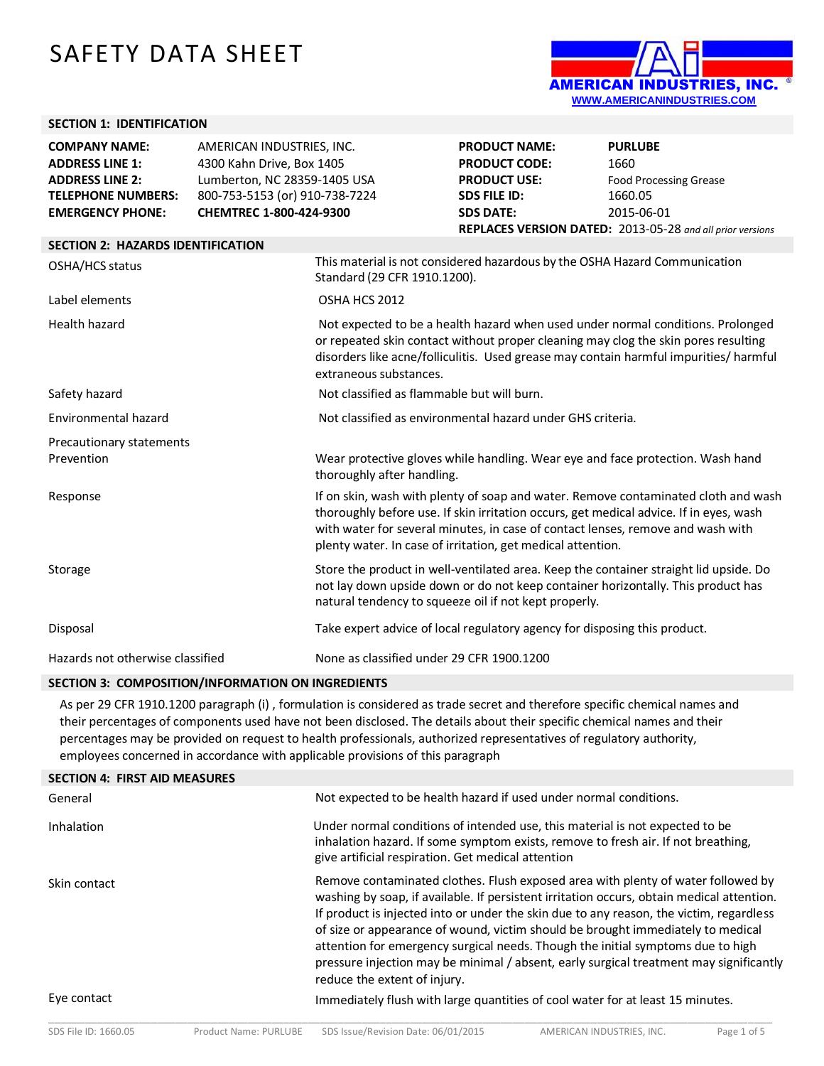# SAFETY DATA SHEET

AMERICAN INDUSTRIES, INC.
WWW.AMERICANINDUSTRIES.COM

## SECTION 1: IDENTIFICATION

| | | | |
|---|---|---|---|
| **COMPANY NAME:** | AMERICAN INDUSTRIES, INC. | **PRODUCT NAME:** | **PURLUBE** |
| **ADDRESS LINE 1:** | 4300 Kahn Drive, Box 1405 | **PRODUCT CODE:** | 1660 |
| **ADDRESS LINE 2:** | Lumberton, NC 28359-1405 USA | **PRODUCT USE:** | Food Processing Grease |
| **TELEPHONE NUMBERS:** | 800-753-5153 (or) 910-738-7224 | **SDS FILE ID:** | 1660.05 |
| **EMERGENCY PHONE:** | **CHEMTREC 1-800-424-9300** | **SDS DATE:** | 2015-06-01 |

**REPLACES VERSION DATED:** 2013-05-28 *and all prior versions*

## SECTION 2: HAZARDS IDENTIFICATION

| | |
|---|---|
| OSHA/HCS status | This material is not considered hazardous by the OSHA Hazard Communication Standard (29 CFR 1910.1200). |
| Label elements | OSHA HCS 2012 |
| Health hazard | Not expected to be a health hazard when used under normal conditions. Prolonged or repeated skin contact without proper cleaning may clog the skin pores resulting disorders like acne/folliculitis. Used grease may contain harmful impurities/ harmful extraneous substances. |
| Safety hazard | Not classified as flammable but will burn. |
| Environmental hazard | Not classified as environmental hazard under GHS criteria. |
| Precautionary statements | |
| Prevention | Wear protective gloves while handling. Wear eye and face protection. Wash hand thoroughly after handling. |
| Response | If on skin, wash with plenty of soap and water. Remove contaminated cloth and wash thoroughly before use. If skin irritation occurs, get medical advice. If in eyes, wash with water for several minutes, in case of contact lenses, remove and wash with plenty water. In case of irritation, get medical attention. |
| Storage | Store the product in well-ventilated area. Keep the container straight lid upside. Do not lay down upside down or do not keep container horizontally. This product has natural tendency to squeeze oil if not kept properly. |
| Disposal | Take expert advice of local regulatory agency for disposing this product. |
| Hazards not otherwise classified | None as classified under 29 CFR 1900.1200 |

## SECTION 3: COMPOSITION/INFORMATION ON INGREDIENTS

As per 29 CFR 1910.1200 paragraph (i) , formulation is considered as trade secret and therefore specific chemical names and their percentages of components used have not been disclosed. The details about their specific chemical names and their percentages may be provided on request to health professionals, authorized representatives of regulatory authority, employees concerned in accordance with applicable provisions of this paragraph

## SECTION 4: FIRST AID MEASURES

| | |
|---|---|
| General | Not expected to be health hazard if used under normal conditions. |
| Inhalation | Under normal conditions of intended use, this material is not expected to be inhalation hazard. If some symptom exists, remove to fresh air. If not breathing, give artificial respiration. Get medical attention |
| Skin contact | Remove contaminated clothes. Flush exposed area with plenty of water followed by washing by soap, if available. If persistent irritation occurs, obtain medical attention. If product is injected into or under the skin due to any reason, the victim, regardless of size or appearance of wound, victim should be brought immediately to medical attention for emergency surgical needs. Though the initial symptoms due to high pressure injection may be minimal / absent, early surgical treatment may significantly reduce the extent of injury. |
| Eye contact | Immediately flush with large quantities of cool water for at least 15 minutes. |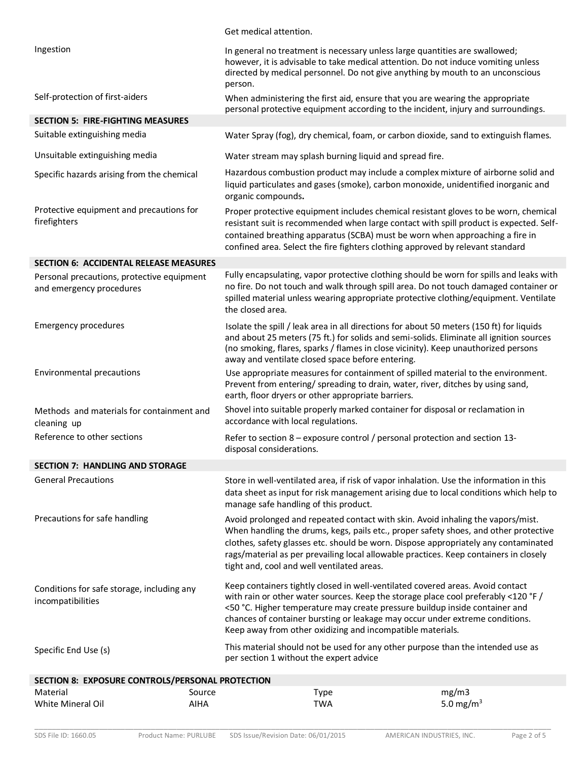| | |
|---|---|
| | Get medical attention. |
| Ingestion | In general no treatment is necessary unless large quantities are swallowed; however, it is advisable to take medical attention. Do not induce vomiting unless directed by medical personnel. Do not give anything by mouth to an unconscious person. |
| Self-protection of first-aiders | When administering the first aid, ensure that you are wearing the appropriate personal protective equipment according to the incident, injury and surroundings. |

## SECTION 5: FIRE-FIGHTING MEASURES

| | |
|---|---|
| Suitable extinguishing media | Water Spray (fog), dry chemical, foam, or carbon dioxide, sand to extinguish flames. |
| Unsuitable extinguishing media | Water stream may splash burning liquid and spread fire. |
| Specific hazards arising from the chemical | Hazardous combustion product may include a complex mixture of airborne solid and liquid particulates and gases (smoke), carbon monoxide, unidentified inorganic and organic compounds**.** |
| Protective equipment and precautions for firefighters | Proper protective equipment includes chemical resistant gloves to be worn, chemical resistant suit is recommended when large contact with spill product is expected. Self-contained breathing apparatus (SCBA) must be worn when approaching a fire in confined area. Select the fire fighters clothing approved by relevant standard |

## SECTION 6: ACCIDENTAL RELEASE MEASURES

| | |
|---|---|
| Personal precautions, protective equipment and emergency procedures | Fully encapsulating, vapor protective clothing should be worn for spills and leaks with no fire. Do not touch and walk through spill area. Do not touch damaged container or spilled material unless wearing appropriate protective clothing/equipment. Ventilate the closed area. |
| Emergency procedures | Isolate the spill / leak area in all directions for about 50 meters (150 ft) for liquids and about 25 meters (75 ft.) for solids and semi-solids. Eliminate all ignition sources (no smoking, flares, sparks / flames in close vicinity). Keep unauthorized persons away and ventilate closed space before entering. |
| Environmental precautions | Use appropriate measures for containment of spilled material to the environment. Prevent from entering/ spreading to drain, water, river, ditches by using sand, earth, floor dryers or other appropriate barriers. |
| Methods and materials for containment and cleaning up | Shovel into suitable properly marked container for disposal or reclamation in accordance with local regulations. |
| Reference to other sections | Refer to section 8 – exposure control / personal protection and section 13- disposal considerations. |

## SECTION 7: HANDLING AND STORAGE

| | |
|---|---|
| General Precautions | Store in well-ventilated area, if risk of vapor inhalation. Use the information in this data sheet as input for risk management arising due to local conditions which help to manage safe handling of this product. |
| Precautions for safe handling | Avoid prolonged and repeated contact with skin. Avoid inhaling the vapors/mist. When handling the drums, kegs, pails etc., proper safety shoes, and other protective clothes, safety glasses etc. should be worn. Dispose appropriately any contaminated rags/material as per prevailing local allowable practices. Keep containers in closely tight and, cool and well ventilated areas. |
| Conditions for safe storage, including any incompatibilities | Keep containers tightly closed in well-ventilated covered areas. Avoid contact with rain or other water sources. Keep the storage place cool preferably <120 °F / <50 °C. Higher temperature may create pressure buildup inside container and chances of container bursting or leakage may occur under extreme conditions. Keep away from other oxidizing and incompatible materials. |
| Specific End Use (s) | This material should not be used for any other purpose than the intended use as per section 1 without the expert advice |

## SECTION 8: EXPOSURE CONTROLS/PERSONAL PROTECTION

| Material | Source | Type | mg/m3 |
|---|---|---|---|
| White Mineral Oil | AIHA | TWA | 5.0 $mg/m^3$ |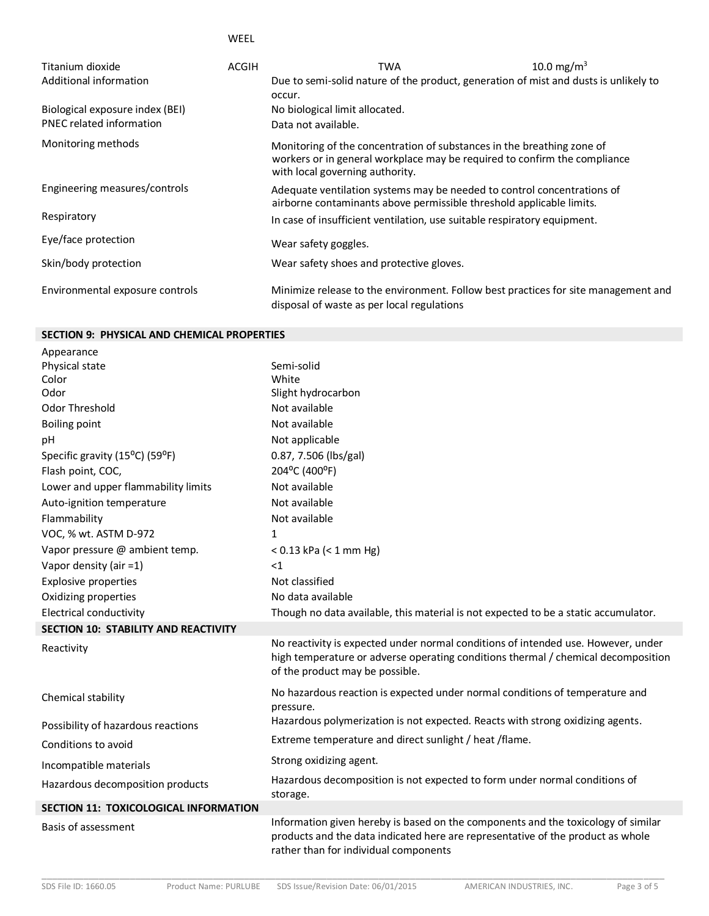| | | | |
|---|---|---|---|
| | WEEL | | |
| Titanium dioxide | ACGIH | TWA | 10.0 mg/m$^3$ |

| | |
|---|---|
| Additional information | Due to semi-solid nature of the product, generation of mist and dusts is unlikely to occur. |
| Biological exposure index (BEI) | No biological limit allocated. |
| PNEC related information | Data not available. |
| Monitoring methods | Monitoring of the concentration of substances in the breathing zone of workers or in general workplace may be required to confirm the compliance with local governing authority. |
| Engineering measures/controls | Adequate ventilation systems may be needed to control concentrations of airborne contaminants above permissible threshold applicable limits. |
| Respiratory | In case of insufficient ventilation, use suitable respiratory equipment. |
| Eye/face protection | Wear safety goggles. |
| Skin/body protection | Wear safety shoes and protective gloves. |
| Environmental exposure controls | Minimize release to the environment. Follow best practices for site management and disposal of waste as per local regulations |

## SECTION 9: PHYSICAL AND CHEMICAL PROPERTIES

| | |
|---|---|
| Appearance | |
| Physical state | Semi-solid |
| Color | White |
| Odor | Slight hydrocarbon |
| Odor Threshold | Not available |
| Boiling point | Not available |
| pH | Not applicable |
| Specific gravity (15°C) (59°F) | 0.87, 7.506 (lbs/gal) |
| Flash point, COC, | 204°C (400°F) |
| Lower and upper flammability limits | Not available |
| Auto-ignition temperature | Not available |
| Flammability | Not available |
| VOC, % wt. ASTM D-972 | 1 |
| Vapor pressure @ ambient temp. | < 0.13 kPa (< 1 mm Hg) |
| Vapor density (air =1) | <1 |
| Explosive properties | Not classified |
| Oxidizing properties | No data available |
| Electrical conductivity | Though no data available, this material is not expected to be a static accumulator. |

## SECTION 10: STABILITY AND REACTIVITY

| | |
|---|---|
| Reactivity | No reactivity is expected under normal conditions of intended use. However, under high temperature or adverse operating conditions thermal / chemical decomposition of the product may be possible. |
| Chemical stability | No hazardous reaction is expected under normal conditions of temperature and pressure. |
| Possibility of hazardous reactions | Hazardous polymerization is not expected. Reacts with strong oxidizing agents. |
| Conditions to avoid | Extreme temperature and direct sunlight / heat /flame. |
| Incompatible materials | Strong oxidizing agent. |
| Hazardous decomposition products | Hazardous decomposition is not expected to form under normal conditions of storage. |

## SECTION 11: TOXICOLOGICAL INFORMATION

| | |
|---|---|
| Basis of assessment | Information given hereby is based on the components and the toxicology of similar products and the data indicated here are representative of the product as whole rather than for individual components |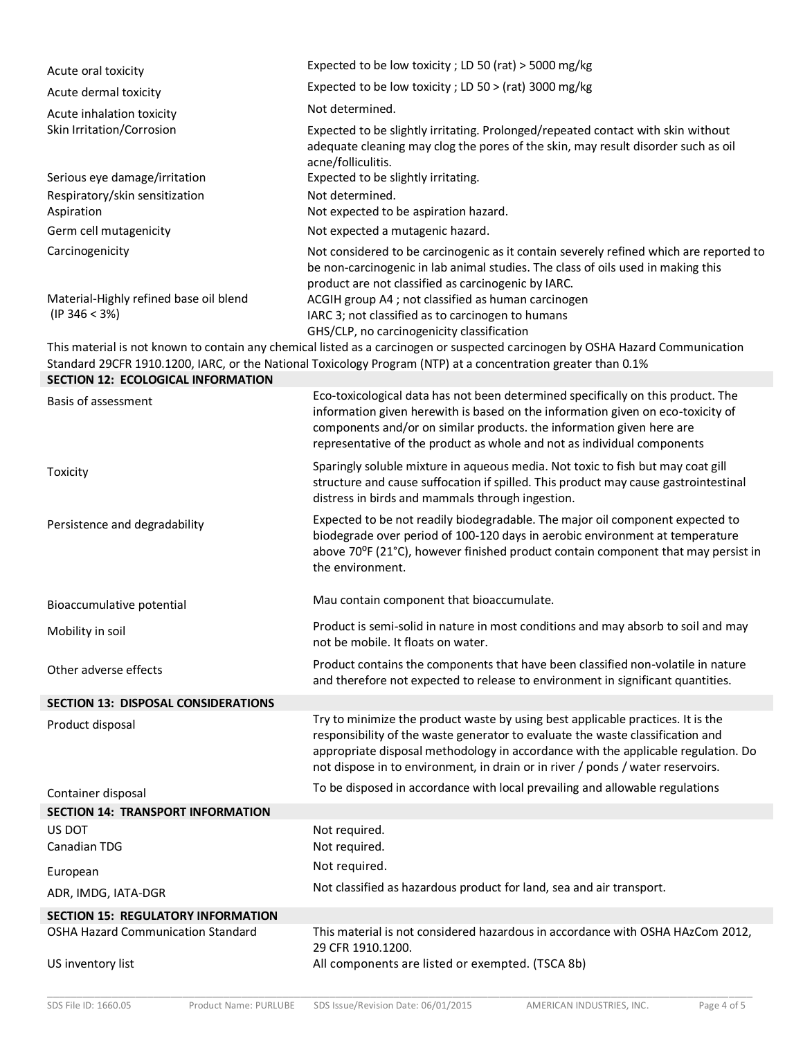| | |
|---|---|
| Acute oral toxicity | Expected to be low toxicity ; LD 50 (rat) > 5000 mg/kg |
| Acute dermal toxicity | Expected to be low toxicity ; LD 50 > (rat) 3000 mg/kg |
| Acute inhalation toxicity | Not determined. |
| Skin Irritation/Corrosion | Expected to be slightly irritating. Prolonged/repeated contact with skin without adequate cleaning may clog the pores of the skin, may result disorder such as oil acne/folliculitis. |
| Serious eye damage/irritation | Expected to be slightly irritating. |
| Respiratory/skin sensitization | Not determined. |
| Aspiration | Not expected to be aspiration hazard. |
| Germ cell mutagenicity | Not expected a mutagenic hazard. |
| Carcinogenicity | Not considered to be carcinogenic as it contain severely refined which are reported to be non-carcinogenic in lab animal studies. The class of oils used in making this product are not classified as carcinogenic by IARC. |
| Material-Highly refined base oil blend (IP 346 < 3%) | ACGIH group A4 ; not classified as human carcinogen<br>IARC 3; not classified as to carcinogen to humans<br>GHS/CLP, no carcinogenicity classification |

This material is not known to contain any chemical listed as a carcinogen or suspected carcinogen by OSHA Hazard Communication Standard 29CFR 1910.1200, IARC, or the National Toxicology Program (NTP) at a concentration greater than 0.1%

## SECTION 12: ECOLOGICAL INFORMATION

| | |
|---|---|
| Basis of assessment | Eco-toxicological data has not been determined specifically on this product. The information given herewith is based on the information given on eco-toxicity of components and/or on similar products. the information given here are representative of the product as whole and not as individual components |
| Toxicity | Sparingly soluble mixture in aqueous media. Not toxic to fish but may coat gill structure and cause suffocation if spilled. This product may cause gastrointestinal distress in birds and mammals through ingestion. |
| Persistence and degradability | Expected to be not readily biodegradable. The major oil component expected to biodegrade over period of 100-120 days in aerobic environment at temperature above 70⁰F (21°C), however finished product contain component that may persist in the environment. |
| Bioaccumulative potential | Mau contain component that bioaccumulate. |
| Mobility in soil | Product is semi-solid in nature in most conditions and may absorb to soil and may not be mobile. It floats on water. |
| Other adverse effects | Product contains the components that have been classified non-volatile in nature and therefore not expected to release to environment in significant quantities. |

## SECTION 13: DISPOSAL CONSIDERATIONS

| | |
|---|---|
| Product disposal | Try to minimize the product waste by using best applicable practices. It is the responsibility of the waste generator to evaluate the waste classification and appropriate disposal methodology in accordance with the applicable regulation. Do not dispose in to environment, in drain or in river / ponds / water reservoirs. |
| Container disposal | To be disposed in accordance with local prevailing and allowable regulations |

## SECTION 14: TRANSPORT INFORMATION

| | |
|---|---|
| US DOT | Not required. |
| Canadian TDG | Not required. |
| European | Not required. |
| ADR, IMDG, IATA-DGR | Not classified as hazardous product for land, sea and air transport. |

## SECTION 15: REGULATORY INFORMATION

| | |
|---|---|
| OSHA Hazard Communication Standard | This material is not considered hazardous in accordance with OSHA HAzCom 2012, 29 CFR 1910.1200. |
| US inventory list | All components are listed or exempted. (TSCA 8b) |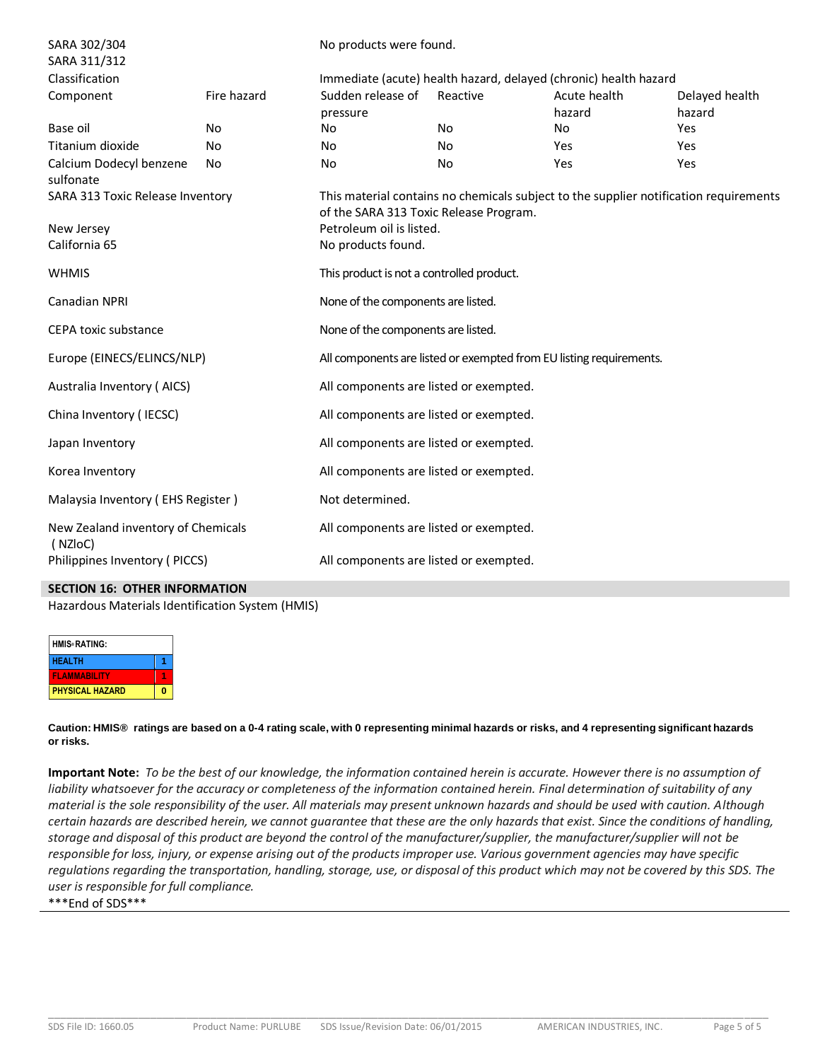| | | | | | |
|---|---|---|---|---|---|
| SARA 302/304 | | No products were found. | | | |
| SARA 311/312 | | | | | |
| Classification | | Immediate (acute) health hazard, delayed (chronic) health hazard | | | |
| Component | Fire hazard | Sudden release of pressure | Reactive | Acute health hazard | Delayed health hazard |
| Base oil | No | No | No | No | Yes |
| Titanium dioxide | No | No | No | Yes | Yes |
| Calcium Dodecyl benzene sulfonate | No | No | No | Yes | Yes |

| | |
|---|---|
| SARA 313 Toxic Release Inventory | This material contains no chemicals subject to the supplier notification requirements of the SARA 313 Toxic Release Program. |
| New Jersey | Petroleum oil is listed. |
| California 65 | No products found. |
| WHMIS | This product is not a controlled product. |
| Canadian NPRI | None of the components are listed. |
| CEPA toxic substance | None of the components are listed. |
| Europe (EINECS/ELINCS/NLP) | All components are listed or exempted from EU listing requirements. |
| Australia Inventory ( AICS) | All components are listed or exempted. |
| China Inventory ( IECSC) | All components are listed or exempted. |
| Japan Inventory | All components are listed or exempted. |
| Korea Inventory | All components are listed or exempted. |
| Malaysia Inventory ( EHS Register ) | Not determined. |
| New Zealand inventory of Chemicals ( NZloC) | All components are listed or exempted. |
| Philippines Inventory ( PICCS) | All components are listed or exempted. |

## SECTION 16: OTHER INFORMATION

Hazardous Materials Identification System (HMIS)

| HMIS® RATING: | |
|---|---|
| HEALTH | 1 |
| FLAMMABILITY | 1 |
| PHYSICAL HAZARD | 0 |

**Caution: HMIS® ratings are based on a 0-4 rating scale, with 0 representing minimal hazards or risks, and 4 representing significant hazards or risks.**

**Important Note:** *To be the best of our knowledge, the information contained herein is accurate. However there is no assumption of liability whatsoever for the accuracy or completeness of the information contained herein. Final determination of suitability of any material is the sole responsibility of the user. All materials may present unknown hazards and should be used with caution. Although certain hazards are described herein, we cannot guarantee that these are the only hazards that exist. Since the conditions of handling, storage and disposal of this product are beyond the control of the manufacturer/supplier, the manufacturer/supplier will not be responsible for loss, injury, or expense arising out of the products improper use. Various government agencies may have specific regulations regarding the transportation, handling, storage, use, or disposal of this product which may not be covered by this SDS. The user is responsible for full compliance.*

***End of SDS***